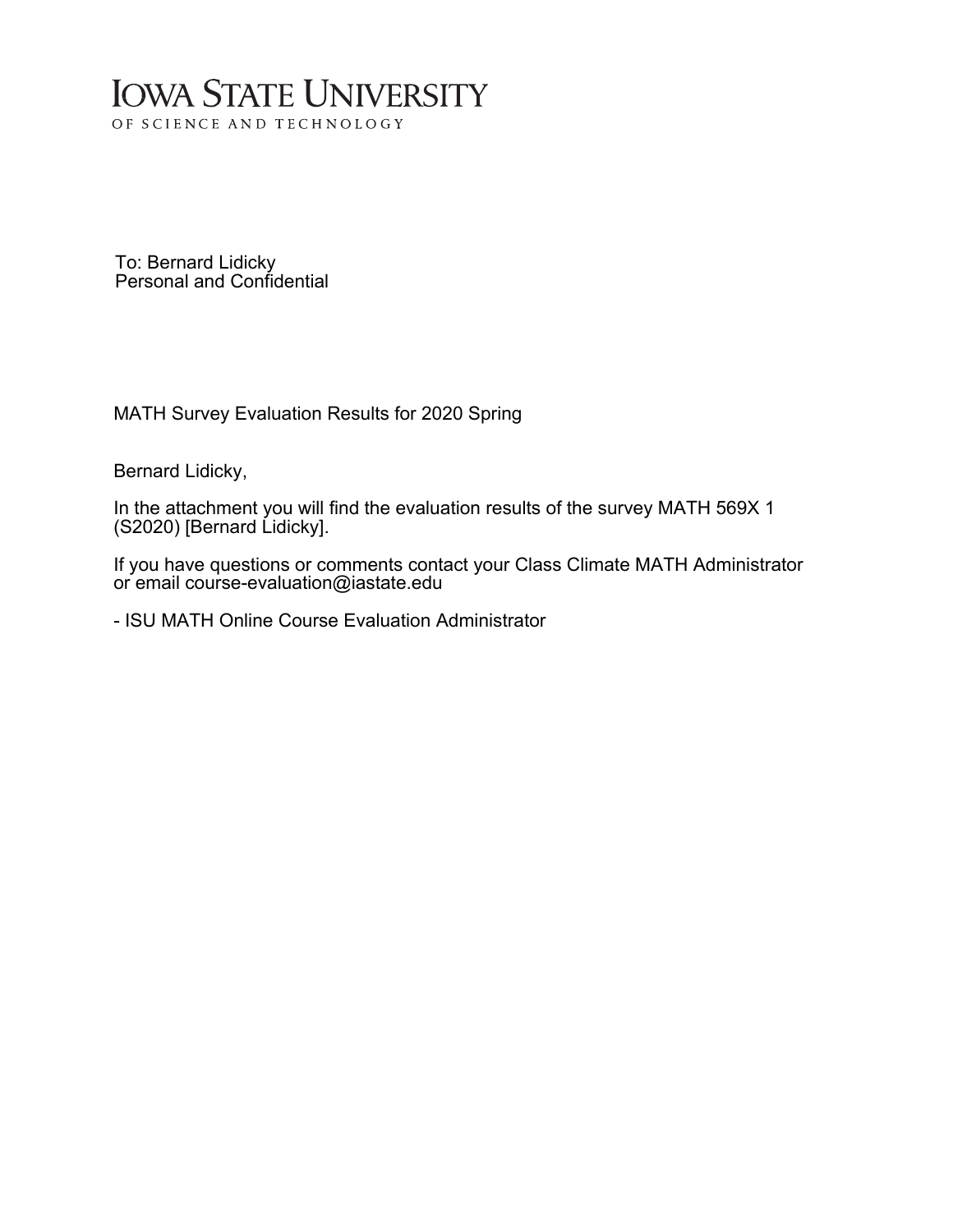# IOWA STATE UNIVERSITY

OF SCIENCE AND TECHNOLOGY

To: Bernard Lidicky
Personal and Confidential

MATH Survey Evaluation Results for 2020 Spring

Bernard Lidicky,

In the attachment you will find the evaluation results of the survey MATH 569X 1 (S2020) [Bernard Lidicky].

If you have questions or comments contact your Class Climate MATH Administrator or email course-evaluation@iastate.edu

- ISU MATH Online Course Evaluation Administrator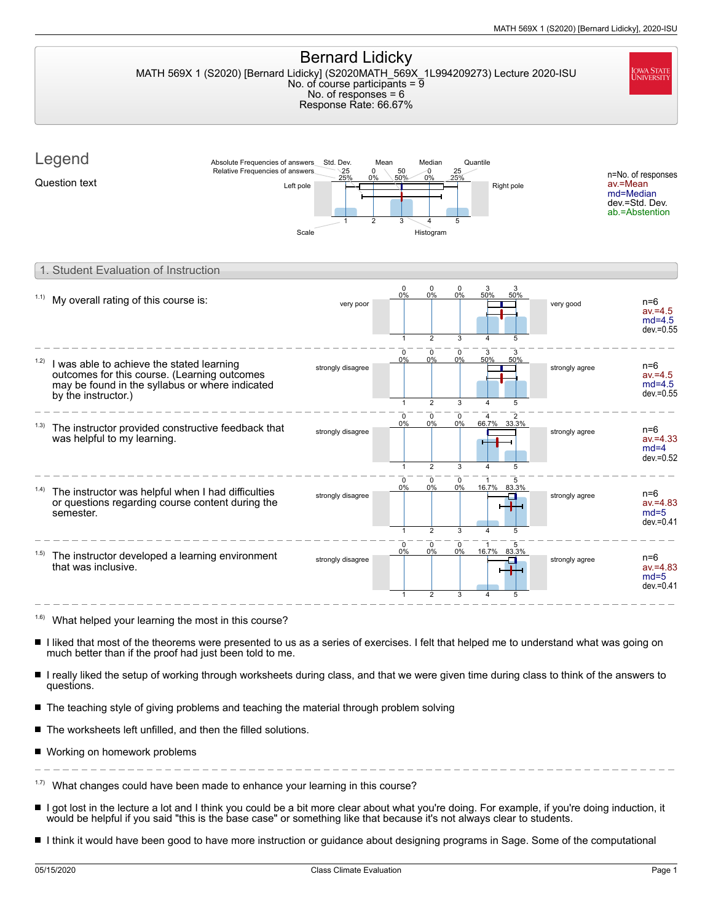# Bernard Lidicky

MATH 569X 1 (S2020) [Bernard Lidicky] (S2020MATH_569X_1L994209273) Lecture 2020-ISU
No. of course participants = 9
No. of responses = 6
Response Rate: 66.67%

## Legend

Question text

Absolute Frequencies of answers / Relative Frequencies of answers — Std. Dev. — Mean — Median — Quantile

Left pole — Right pole — Scale — Histogram

n=No. of responses
av.=Mean
md=Median
dev.=Std. Dev.
ab.=Abstention

## 1. Student Evaluation of Instruction

| Question | Left pole | 1 | 2 | 3 | 4 | 5 | Right pole | Statistics |
|---|---|---|---|---|---|---|---|---|
| 1.1) My overall rating of this course is: | very poor | 0 (0%) | 0 (0%) | 0 (0%) | 3 (50%) | 3 (50%) | very good | n=6, av.=4.5, md=4.5, dev.=0.55 |
| 1.2) I was able to achieve the stated learning outcomes for this course. (Learning outcomes may be found in the syllabus or where indicated by the instructor.) | strongly disagree | 0 (0%) | 0 (0%) | 0 (0%) | 3 (50%) | 3 (50%) | strongly agree | n=6, av.=4.5, md=4.5, dev.=0.55 |
| 1.3) The instructor provided constructive feedback that was helpful to my learning. | strongly disagree | 0 (0%) | 0 (0%) | 0 (0%) | 4 (66.7%) | 2 (33.3%) | strongly agree | n=6, av.=4.33, md=4, dev.=0.52 |
| 1.4) The instructor was helpful when I had difficulties or questions regarding course content during the semester. | strongly disagree | 0 (0%) | 0 (0%) | 0 (0%) | 1 (16.7%) | 5 (83.3%) | strongly agree | n=6, av.=4.83, md=5, dev.=0.41 |
| 1.5) The instructor developed a learning environment that was inclusive. | strongly disagree | 0 (0%) | 0 (0%) | 0 (0%) | 1 (16.7%) | 5 (83.3%) | strongly agree | n=6, av.=4.83, md=5, dev.=0.41 |

1.6) What helped your learning the most in this course?

- I liked that most of the theorems were presented to us as a series of exercises. I felt that helped me to understand what was going on much better than if the proof had just been told to me.
- I really liked the setup of working through worksheets during class, and that we were given time during class to think of the answers to questions.
- The teaching style of giving problems and teaching the material through problem solving
- The worksheets left unfilled, and then the filled solutions.
- Working on homework problems

1.7) What changes could have been made to enhance your learning in this course?

- I got lost in the lecture a lot and I think you could be a bit more clear about what you're doing. For example, if you're doing induction, it would be helpful if you said "this is the base case" or something like that because it's not always clear to students.
- I think it would have been good to have more instruction or guidance about designing programs in Sage. Some of the computational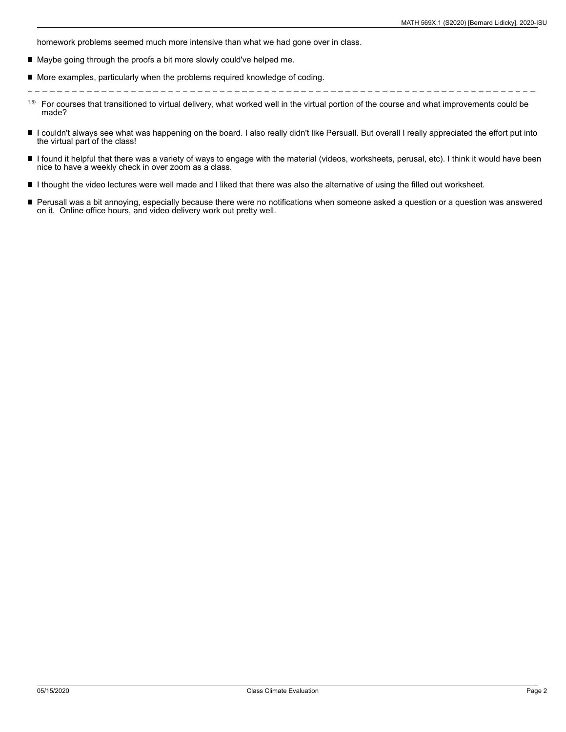homework problems seemed much more intensive than what we had gone over in class.

- Maybe going through the proofs a bit more slowly could've helped me.
- More examples, particularly when the problems required knowledge of coding.

---

1.8) For courses that transitioned to virtual delivery, what worked well in the virtual portion of the course and what improvements could be made?

- I couldn't always see what was happening on the board. I also really didn't like Persuall. But overall I really appreciated the effort put into the virtual part of the class!
- I found it helpful that there was a variety of ways to engage with the material (videos, worksheets, perusal, etc). I think it would have been nice to have a weekly check in over zoom as a class.
- I thought the video lectures were well made and I liked that there was also the alternative of using the filled out worksheet.
- Perusall was a bit annoying, especially because there were no notifications when someone asked a question or a question was answered on it.  Online office hours, and video delivery work out pretty well.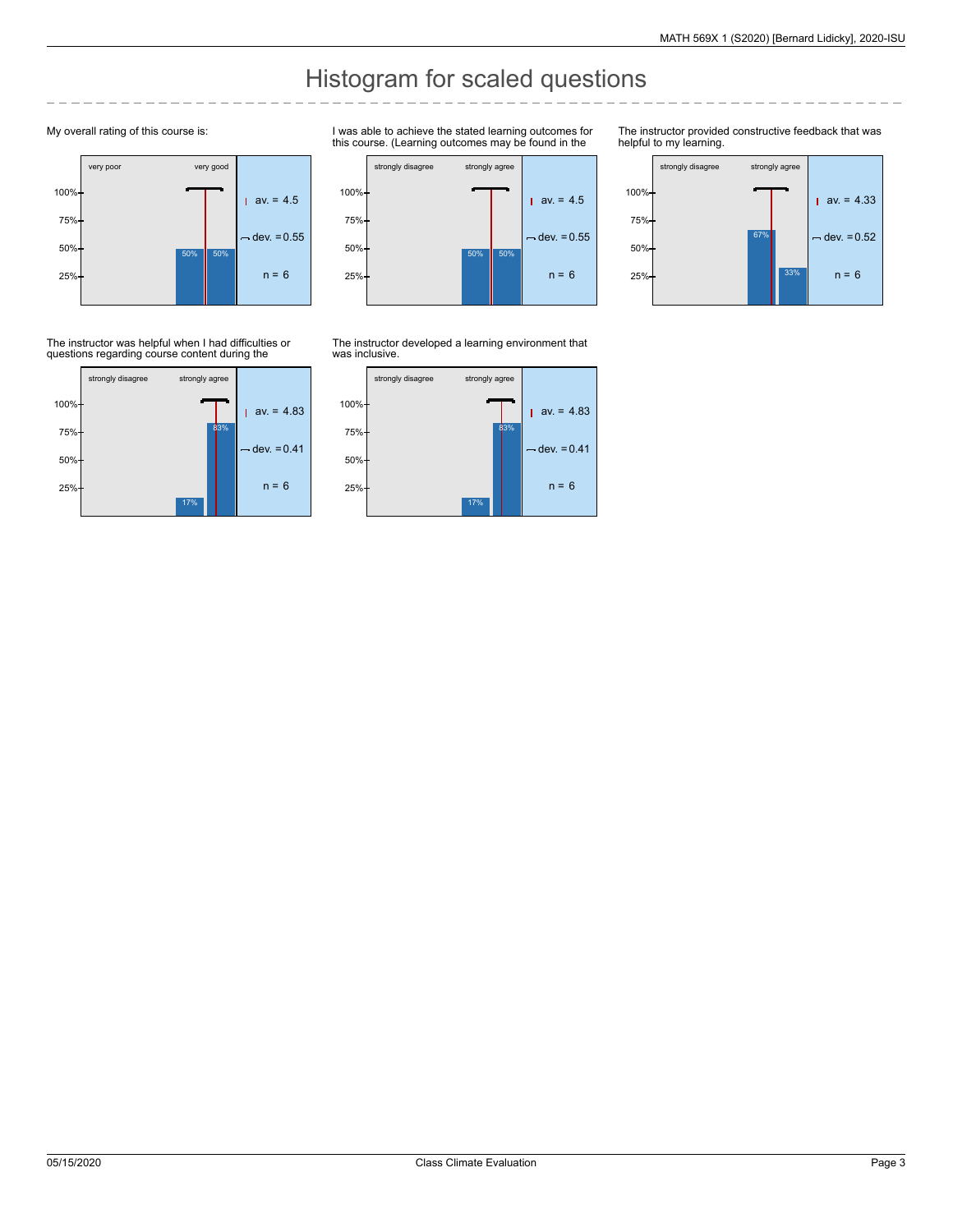# Histogram for scaled questions

My overall rating of this course is:

| very poor | | | | very good | |
|---|---|---|---|---|---|
| | | | 50% | 50% | |

av. = 4.5, dev. = 0.55, n = 6

I was able to achieve the stated learning outcomes for this course. (Learning outcomes may be found in the

| strongly disagree | | | | strongly agree | |
|---|---|---|---|---|---|
| | | | 50% | 50% | |

av. = 4.5, dev. = 0.55, n = 6

The instructor provided constructive feedback that was helpful to my learning.

| strongly disagree | | | | strongly agree | |
|---|---|---|---|---|---|
| | | | 67% | 33% | |

av. = 4.33, dev. = 0.52, n = 6

The instructor was helpful when I had difficulties or questions regarding course content during the

| strongly disagree | | | | strongly agree | |
|---|---|---|---|---|---|
| | | | 17% | 83% | |

av. = 4.83, dev. = 0.41, n = 6

The instructor developed a learning environment that was inclusive.

| strongly disagree | | | | strongly agree | |
|---|---|---|---|---|---|
| | | | 17% | 83% | |

av. = 4.83, dev. = 0.41, n = 6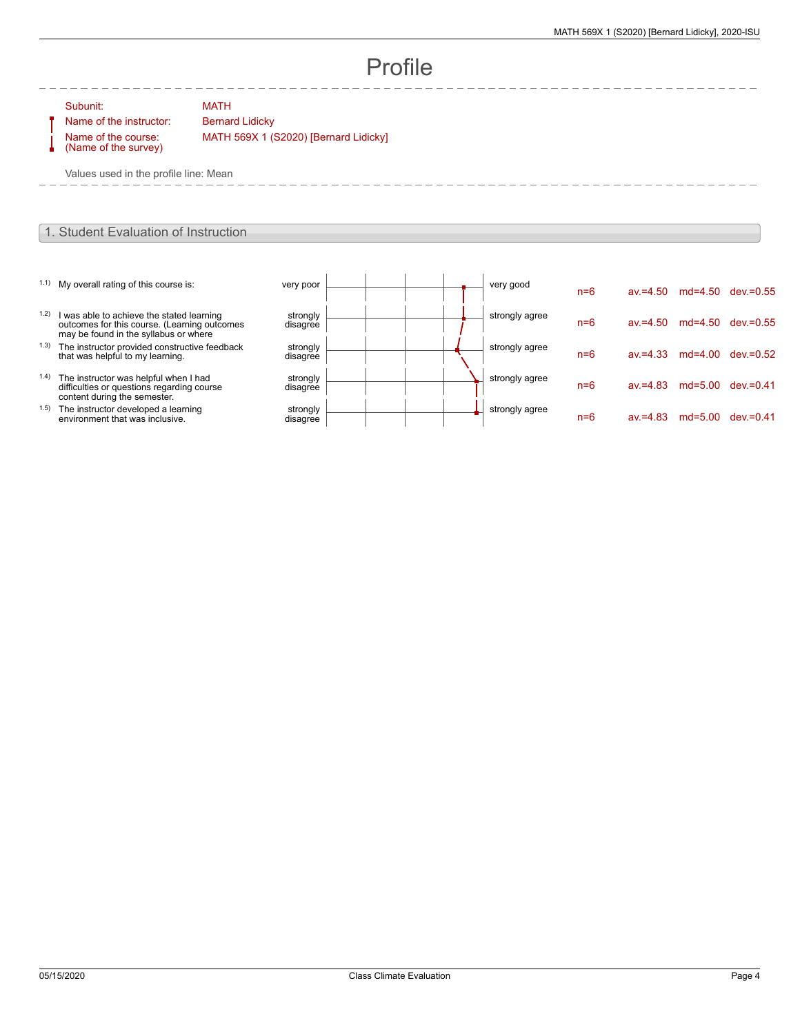# Profile

Subunit: MATH

Name of the instructor: Bernard Lidicky

Name of the course: (Name of the survey) MATH 569X 1 (S2020) [Bernard Lidicky]

Values used in the profile line: Mean

## 1. Student Evaluation of Instruction

1.1) My overall rating of this course is:

very poor — very good

n=6 av.=4.50 md=4.50 dev.=0.55

1.2) I was able to achieve the stated learning outcomes for this course. (Learning outcomes may be found in the syllabus or where

strongly disagree — strongly agree

n=6 av.=4.50 md=4.50 dev.=0.55

1.3) The instructor provided constructive feedback that was helpful to my learning.

strongly disagree — strongly agree

n=6 av.=4.33 md=4.00 dev.=0.52

1.4) The instructor was helpful when I had difficulties or questions regarding course content during the semester.

strongly disagree — strongly agree

n=6 av.=4.83 md=5.00 dev.=0.41

1.5) The instructor developed a learning environment that was inclusive.

strongly disagree — strongly agree

n=6 av.=4.83 md=5.00 dev.=0.41